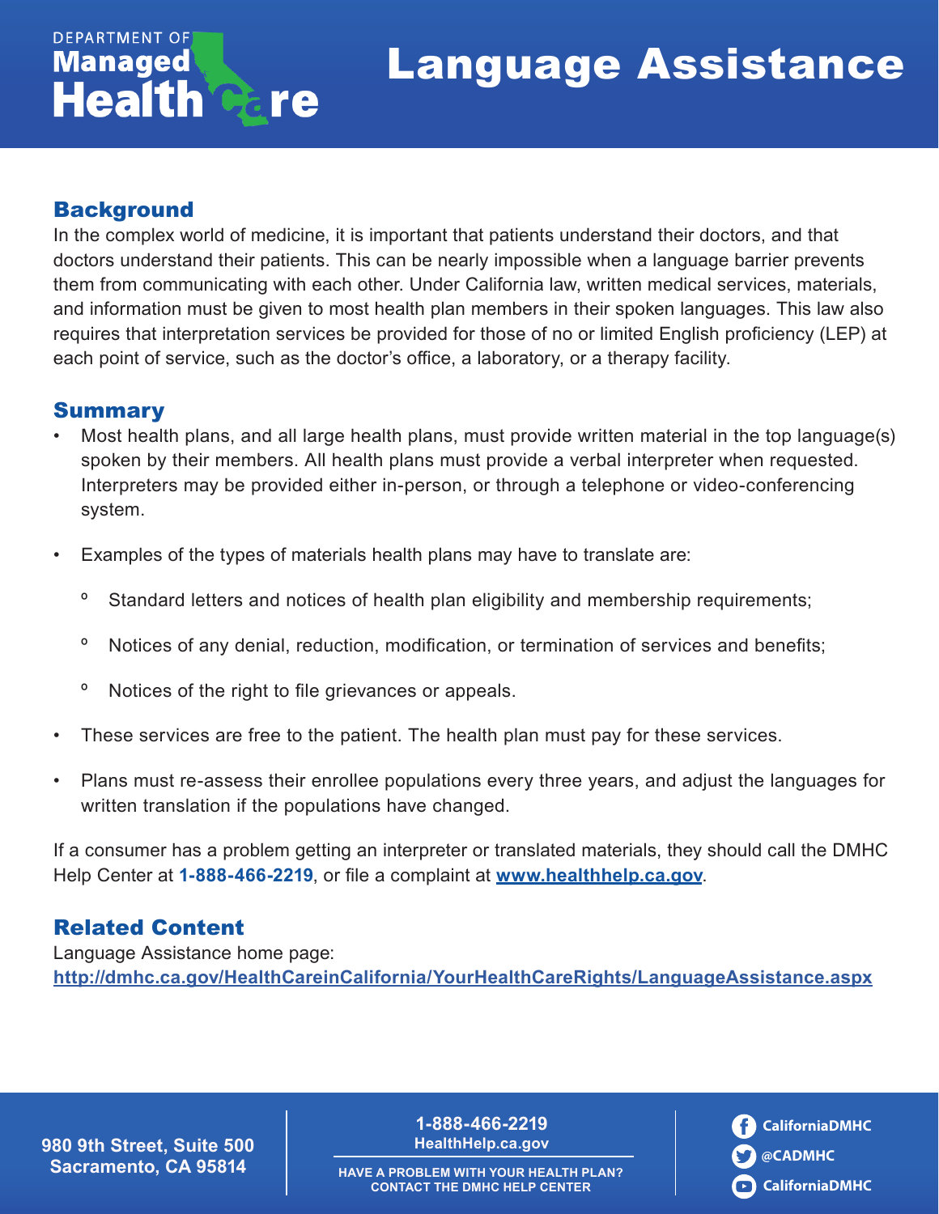DEPARTMENT OF Managed Health Care

# Language Assistance

## Background

In the complex world of medicine, it is important that patients understand their doctors, and that doctors understand their patients. This can be nearly impossible when a language barrier prevents them from communicating with each other. Under California law, written medical services, materials, and information must be given to most health plan members in their spoken languages. This law also requires that interpretation services be provided for those of no or limited English proficiency (LEP) at each point of service, such as the doctor's office, a laboratory, or a therapy facility.

## Summary

- Most health plans, and all large health plans, must provide written material in the top language(s) spoken by their members. All health plans must provide a verbal interpreter when requested. Interpreters may be provided either in-person, or through a telephone or video-conferencing system.
- Examples of the types of materials health plans may have to translate are:
  - Standard letters and notices of health plan eligibility and membership requirements;
  - Notices of any denial, reduction, modification, or termination of services and benefits;
  - Notices of the right to file grievances or appeals.
- These services are free to the patient. The health plan must pay for these services.
- Plans must re-assess their enrollee populations every three years, and adjust the languages for written translation if the populations have changed.

If a consumer has a problem getting an interpreter or translated materials, they should call the DMHC Help Center at **1-888-466-2219**, or file a complaint at [www.healthhelp.ca.gov](http://www.healthhelp.ca.gov).

## Related Content

Language Assistance home page:
[http://dmhc.ca.gov/HealthCareinCalifornia/YourHealthCareRights/LanguageAssistance.aspx](http://dmhc.ca.gov/HealthCareinCalifornia/YourHealthCareRights/LanguageAssistance.aspx)

**980 9th Street, Suite 500**
**Sacramento, CA 95814**

**1-888-466-2219**
**HealthHelp.ca.gov**

**HAVE A PROBLEM WITH YOUR HEALTH PLAN? CONTACT THE DMHC HELP CENTER**

**CaliforniaDMHC**
**@CADMHC**
**CaliforniaDMHC**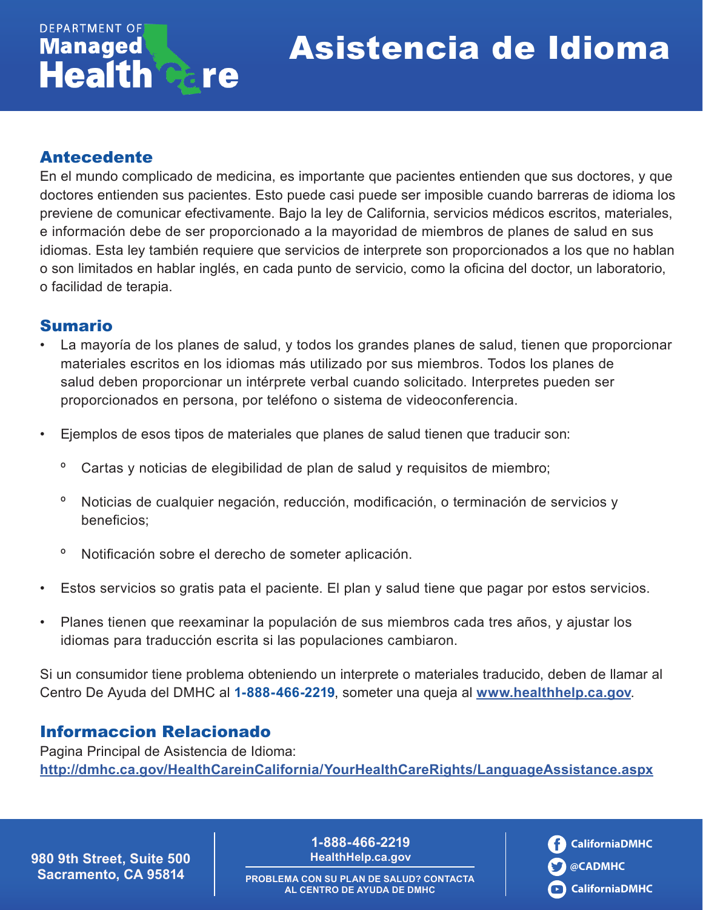DEPARTMENT OF **Managed Health Care**

# Asistencia de Idioma

## Antecedente

En el mundo complicado de medicina, es importante que pacientes entienden que sus doctores, y que doctores entienden sus pacientes. Esto puede casi puede ser imposible cuando barreras de idioma los previene de comunicar efectivamente. Bajo la ley de California, servicios médicos escritos, materiales, e información debe de ser proporcionado a la mayoridad de miembros de planes de salud en sus idiomas. Esta ley también requiere que servicios de interprete son proporcionados a los que no hablan o son limitados en hablar inglés, en cada punto de servicio, como la oficina del doctor, un laboratorio, o facilidad de terapia.

## Sumario

- La mayoría de los planes de salud, y todos los grandes planes de salud, tienen que proporcionar materiales escritos en los idiomas más utilizado por sus miembros. Todos los planes de salud deben proporcionar un intérprete verbal cuando solicitado. Interpretes pueden ser proporcionados en persona, por teléfono o sistema de videoconferencia.
- Ejemplos de esos tipos de materiales que planes de salud tienen que traducir son:
  - Cartas y noticias de elegibilidad de plan de salud y requisitos de miembro;
  - Noticias de cualquier negación, reducción, modificación, o terminación de servicios y beneficios;
  - Notificación sobre el derecho de someter aplicación.
- Estos servicios so gratis pata el paciente. El plan y salud tiene que pagar por estos servicios.
- Planes tienen que reexaminar la populación de sus miembros cada tres años, y ajustar los idiomas para traducción escrita si las populaciones cambiaron.

Si un consumidor tiene problema obteniendo un interprete o materiales traducido, deben de llamar al Centro De Ayuda del DMHC al **1-888-466-2219**, someter una queja al **www.healthhelp.ca.gov**.

## Informaccion Relacionado

Pagina Principal de Asistencia de Idioma:
**http://dmhc.ca.gov/HealthCareinCalifornia/YourHealthCareRights/LanguageAssistance.aspx**

**980 9th Street, Suite 500**
**Sacramento, CA 95814**

**1-888-466-2219**
**HealthHelp.ca.gov**

**PROBLEMA CON SU PLAN DE SALUD? CONTACTA AL CENTRO DE AYUDA DE DMHC**

**CaliforniaDMHC**
**@CADMHC**
**CaliforniaDMHC**